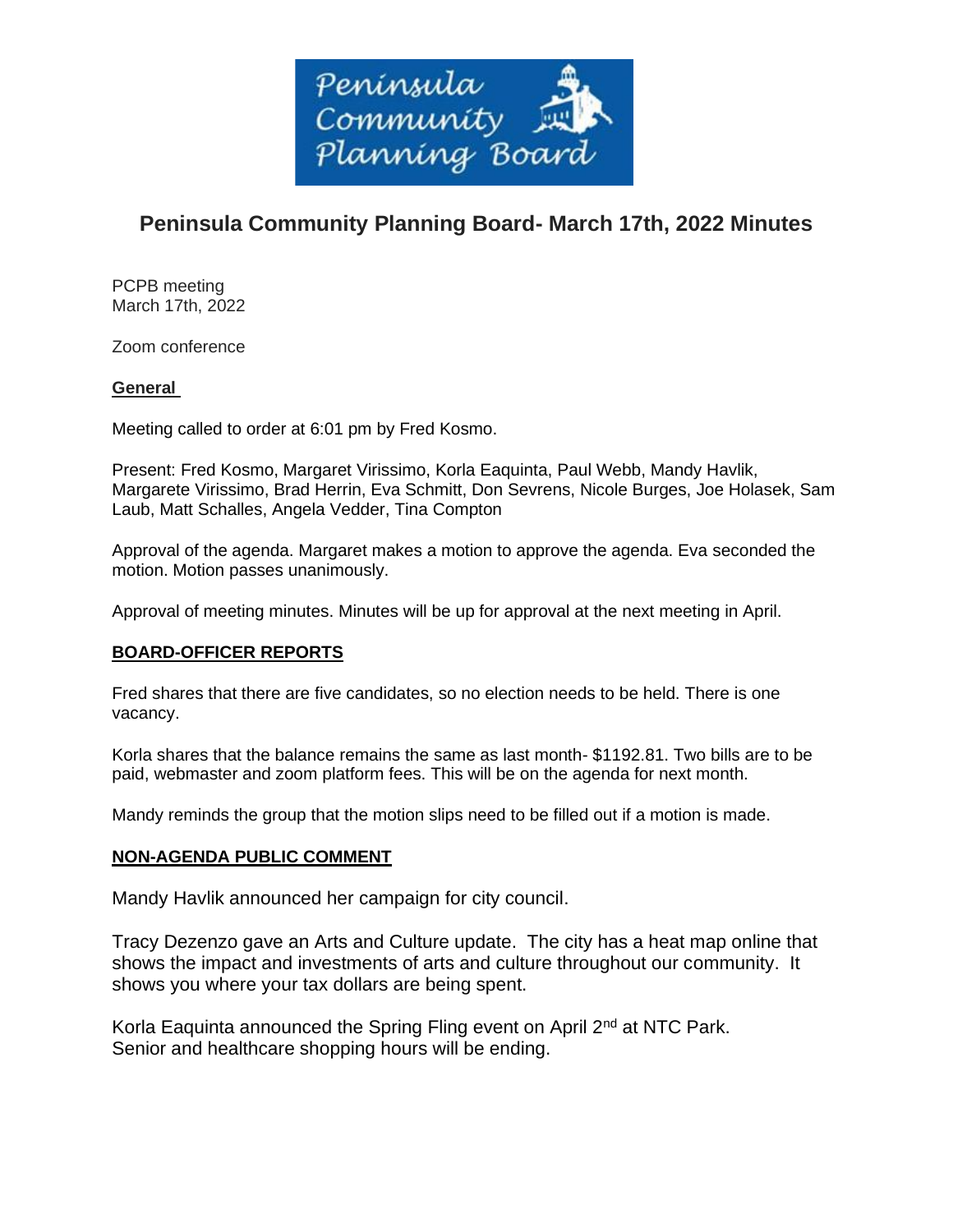# Peninsula Community Planning Board- March 17th, 2022 Minutes

PCPB meeting
March 17th, 2022

Zoom conference

**General**

Meeting called to order at 6:01 pm by Fred Kosmo.

Present: Fred Kosmo, Margaret Virissimo, Korla Eaquinta, Paul Webb, Mandy Havlik, Margarete Virissimo, Brad Herrin, Eva Schmitt, Don Sevrens, Nicole Burges, Joe Holasek, Sam Laub, Matt Schalles, Angela Vedder, Tina Compton

Approval of the agenda. Margaret makes a motion to approve the agenda. Eva seconded the motion. Motion passes unanimously.

Approval of meeting minutes. Minutes will be up for approval at the next meeting in April.

**BOARD-OFFICER REPORTS**

Fred shares that there are five candidates, so no election needs to be held. There is one vacancy.

Korla shares that the balance remains the same as last month- $1192.81. Two bills are to be paid, webmaster and zoom platform fees. This will be on the agenda for next month.

Mandy reminds the group that the motion slips need to be filled out if a motion is made.

**NON-AGENDA PUBLIC COMMENT**

Mandy Havlik announced her campaign for city council.

Tracy Dezenzo gave an Arts and Culture update. The city has a heat map online that shows the impact and investments of arts and culture throughout our community. It shows you where your tax dollars are being spent.

Korla Eaquinta announced the Spring Fling event on April 2nd at NTC Park.
Senior and healthcare shopping hours will be ending.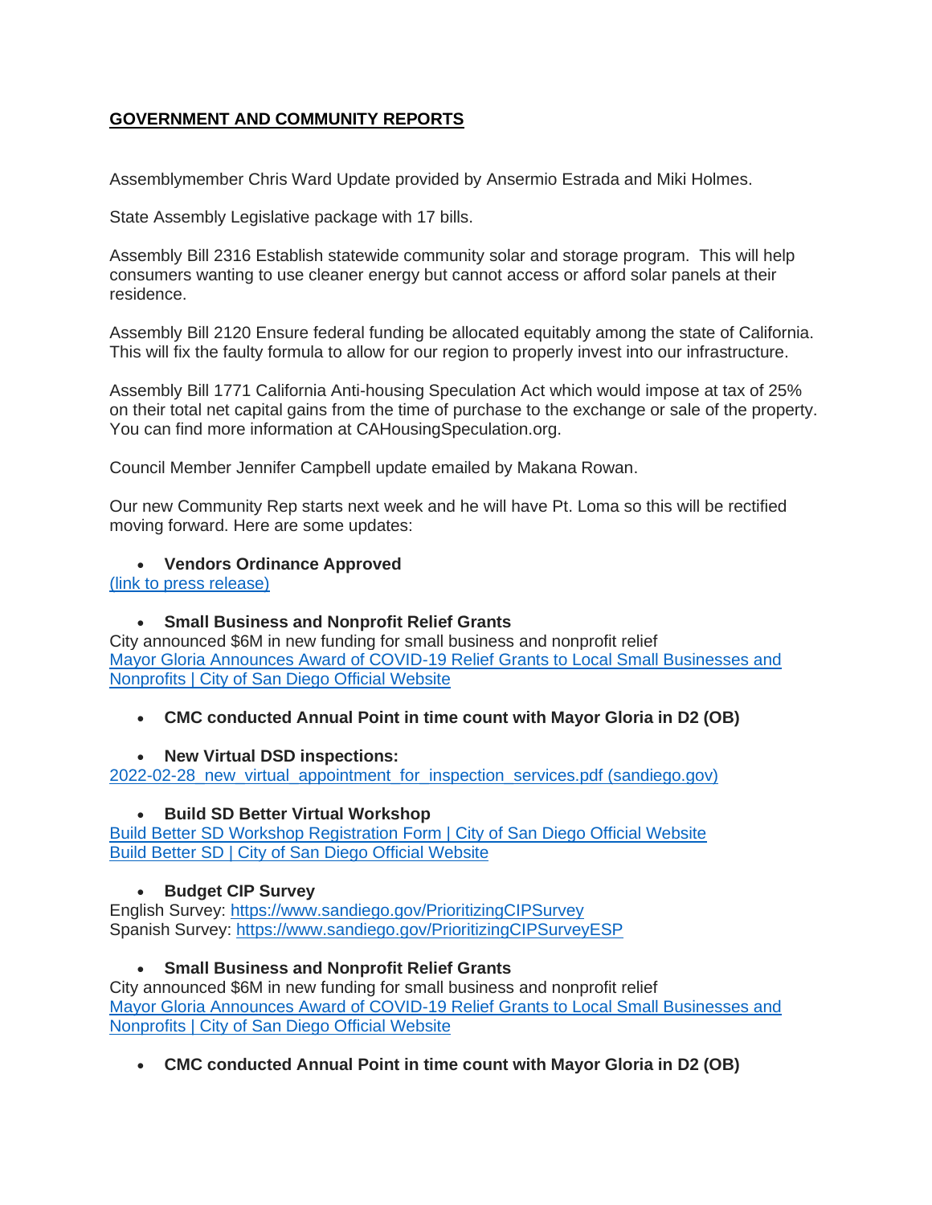**GOVERNMENT AND COMMUNITY REPORTS**

Assemblymember Chris Ward Update provided by Ansermio Estrada and Miki Holmes.

State Assembly Legislative package with 17 bills.

Assembly Bill 2316 Establish statewide community solar and storage program. This will help consumers wanting to use cleaner energy but cannot access or afford solar panels at their residence.

Assembly Bill 2120 Ensure federal funding be allocated equitably among the state of California. This will fix the faulty formula to allow for our region to properly invest into our infrastructure.

Assembly Bill 1771 California Anti-housing Speculation Act which would impose at tax of 25% on their total net capital gains from the time of purchase to the exchange or sale of the property. You can find more information at CAHousingSpeculation.org.

Council Member Jennifer Campbell update emailed by Makana Rowan.

Our new Community Rep starts next week and he will have Pt. Loma so this will be rectified moving forward. Here are some updates:

- **Vendors Ordinance Approved**

(link to press release)

- **Small Business and Nonprofit Relief Grants**

City announced $6M in new funding for small business and nonprofit relief
Mayor Gloria Announces Award of COVID-19 Relief Grants to Local Small Businesses and Nonprofits | City of San Diego Official Website

- **CMC conducted Annual Point in time count with Mayor Gloria in D2 (OB)**

- **New Virtual DSD inspections:**

2022-02-28_new_virtual_appointment_for_inspection_services.pdf (sandiego.gov)

- **Build SD Better Virtual Workshop**

Build Better SD Workshop Registration Form | City of San Diego Official Website
Build Better SD | City of San Diego Official Website

- **Budget CIP Survey**

English Survey: https://www.sandiego.gov/PrioritizingCIPSurvey
Spanish Survey: https://www.sandiego.gov/PrioritizingCIPSurveyESP

- **Small Business and Nonprofit Relief Grants**

City announced $6M in new funding for small business and nonprofit relief
Mayor Gloria Announces Award of COVID-19 Relief Grants to Local Small Businesses and Nonprofits | City of San Diego Official Website

- **CMC conducted Annual Point in time count with Mayor Gloria in D2 (OB)**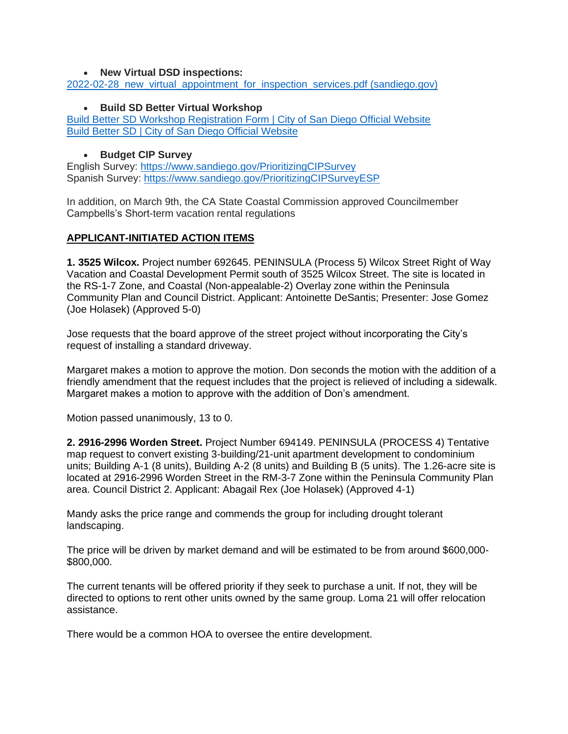- **New Virtual DSD inspections:**

[2022-02-28_new_virtual_appointment_for_inspection_services.pdf (sandiego.gov)](2022-02-28_new_virtual_appointment_for_inspection_services.pdf (sandiego.gov))

- **Build SD Better Virtual Workshop**

Build Better SD Workshop Registration Form | City of San Diego Official Website
Build Better SD | City of San Diego Official Website

- **Budget CIP Survey**

English Survey: https://www.sandiego.gov/PrioritizingCIPSurvey
Spanish Survey: https://www.sandiego.gov/PrioritizingCIPSurveyESP

In addition, on March 9th, the CA State Coastal Commission approved Councilmember Campbells's Short-term vacation rental regulations

**APPLICANT-INITIATED ACTION ITEMS**

**1. 3525 Wilcox.** Project number 692645. PENINSULA (Process 5) Wilcox Street Right of Way Vacation and Coastal Development Permit south of 3525 Wilcox Street. The site is located in the RS-1-7 Zone, and Coastal (Non-appealable-2) Overlay zone within the Peninsula Community Plan and Council District. Applicant: Antoinette DeSantis; Presenter: Jose Gomez (Joe Holasek) (Approved 5-0)

Jose requests that the board approve of the street project without incorporating the City's request of installing a standard driveway.

Margaret makes a motion to approve the motion. Don seconds the motion with the addition of a friendly amendment that the request includes that the project is relieved of including a sidewalk. Margaret makes a motion to approve with the addition of Don's amendment.

Motion passed unanimously, 13 to 0.

**2. 2916-2996 Worden Street.** Project Number 694149. PENINSULA (PROCESS 4) Tentative map request to convert existing 3-building/21-unit apartment development to condominium units; Building A-1 (8 units), Building A-2 (8 units) and Building B (5 units). The 1.26-acre site is located at 2916-2996 Worden Street in the RM-3-7 Zone within the Peninsula Community Plan area. Council District 2. Applicant: Abagail Rex (Joe Holasek) (Approved 4-1)

Mandy asks the price range and commends the group for including drought tolerant landscaping.

The price will be driven by market demand and will be estimated to be from around $600,000-$800,000.

The current tenants will be offered priority if they seek to purchase a unit. If not, they will be directed to options to rent other units owned by the same group. Loma 21 will offer relocation assistance.

There would be a common HOA to oversee the entire development.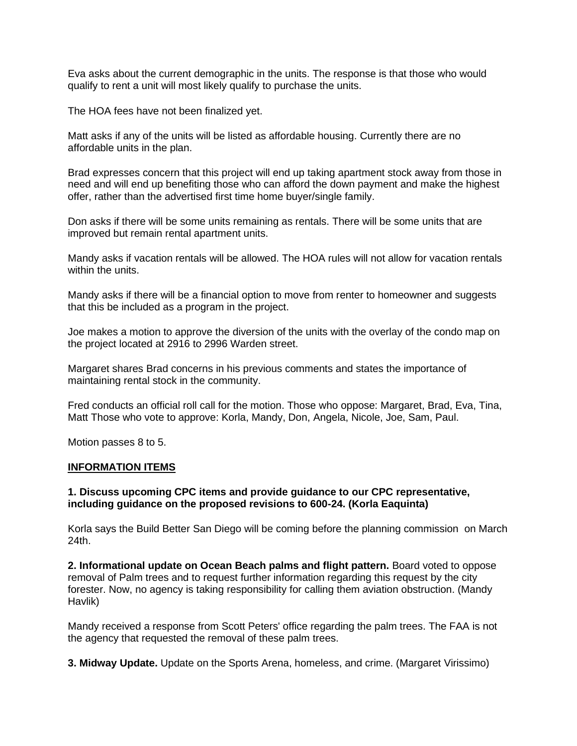Eva asks about the current demographic in the units. The response is that those who would qualify to rent a unit will most likely qualify to purchase the units.

The HOA fees have not been finalized yet.

Matt asks if any of the units will be listed as affordable housing. Currently there are no affordable units in the plan.

Brad expresses concern that this project will end up taking apartment stock away from those in need and will end up benefiting those who can afford the down payment and make the highest offer, rather than the advertised first time home buyer/single family.

Don asks if there will be some units remaining as rentals. There will be some units that are improved but remain rental apartment units.

Mandy asks if vacation rentals will be allowed. The HOA rules will not allow for vacation rentals within the units.

Mandy asks if there will be a financial option to move from renter to homeowner and suggests that this be included as a program in the project.

Joe makes a motion to approve the diversion of the units with the overlay of the condo map on the project located at 2916 to 2996 Warden street.

Margaret shares Brad concerns in his previous comments and states the importance of maintaining rental stock in the community.

Fred conducts an official roll call for the motion. Those who oppose: Margaret, Brad, Eva, Tina, Matt Those who vote to approve: Korla, Mandy, Don, Angela, Nicole, Joe, Sam, Paul.

Motion passes 8 to 5.

**INFORMATION ITEMS**

**1. Discuss upcoming CPC items and provide guidance to our CPC representative, including guidance on the proposed revisions to 600-24. (Korla Eaquinta)**

Korla says the Build Better San Diego will be coming before the planning commission on March 24th.

**2. Informational update on Ocean Beach palms and flight pattern.** Board voted to oppose removal of Palm trees and to request further information regarding this request by the city forester. Now, no agency is taking responsibility for calling them aviation obstruction. (Mandy Havlik)

Mandy received a response from Scott Peters' office regarding the palm trees. The FAA is not the agency that requested the removal of these palm trees.

**3. Midway Update.** Update on the Sports Arena, homeless, and crime. (Margaret Virissimo)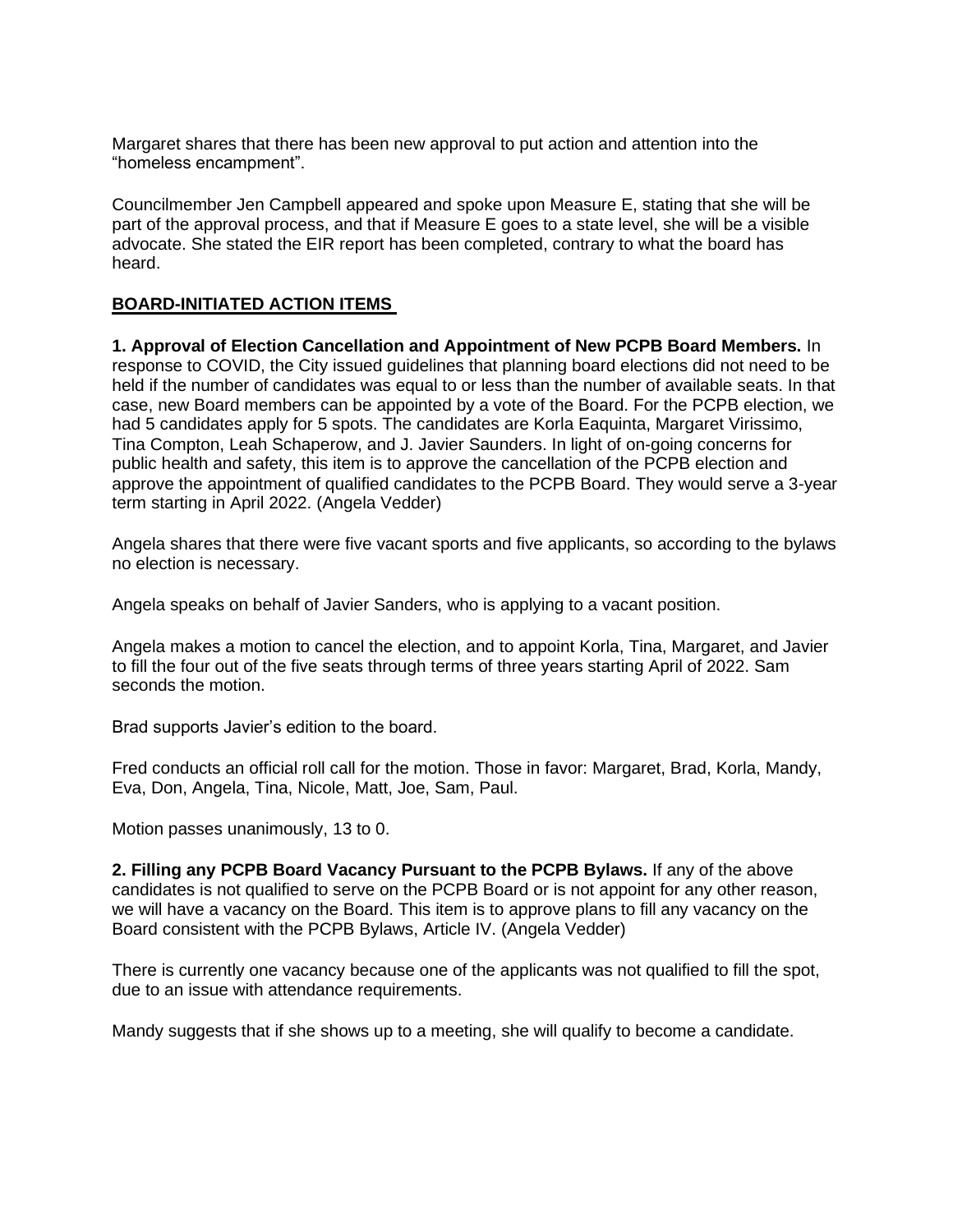Margaret shares that there has been new approval to put action and attention into the "homeless encampment".

Councilmember Jen Campbell appeared and spoke upon Measure E, stating that she will be part of the approval process, and that if Measure E goes to a state level, she will be a visible advocate. She stated the EIR report has been completed, contrary to what the board has heard.

## BOARD-INITIATED ACTION ITEMS

**1. Approval of Election Cancellation and Appointment of New PCPB Board Members.** In response to COVID, the City issued guidelines that planning board elections did not need to be held if the number of candidates was equal to or less than the number of available seats. In that case, new Board members can be appointed by a vote of the Board. For the PCPB election, we had 5 candidates apply for 5 spots. The candidates are Korla Eaquinta, Margaret Virissimo, Tina Compton, Leah Schaperow, and J. Javier Saunders. In light of on-going concerns for public health and safety, this item is to approve the cancellation of the PCPB election and approve the appointment of qualified candidates to the PCPB Board. They would serve a 3-year term starting in April 2022. (Angela Vedder)

Angela shares that there were five vacant sports and five applicants, so according to the bylaws no election is necessary.

Angela speaks on behalf of Javier Sanders, who is applying to a vacant position.

Angela makes a motion to cancel the election, and to appoint Korla, Tina, Margaret, and Javier to fill the four out of the five seats through terms of three years starting April of 2022. Sam seconds the motion.

Brad supports Javier's edition to the board.

Fred conducts an official roll call for the motion. Those in favor: Margaret, Brad, Korla, Mandy, Eva, Don, Angela, Tina, Nicole, Matt, Joe, Sam, Paul.

Motion passes unanimously, 13 to 0.

**2. Filling any PCPB Board Vacancy Pursuant to the PCPB Bylaws.** If any of the above candidates is not qualified to serve on the PCPB Board or is not appoint for any other reason, we will have a vacancy on the Board. This item is to approve plans to fill any vacancy on the Board consistent with the PCPB Bylaws, Article IV. (Angela Vedder)

There is currently one vacancy because one of the applicants was not qualified to fill the spot, due to an issue with attendance requirements.

Mandy suggests that if she shows up to a meeting, she will qualify to become a candidate.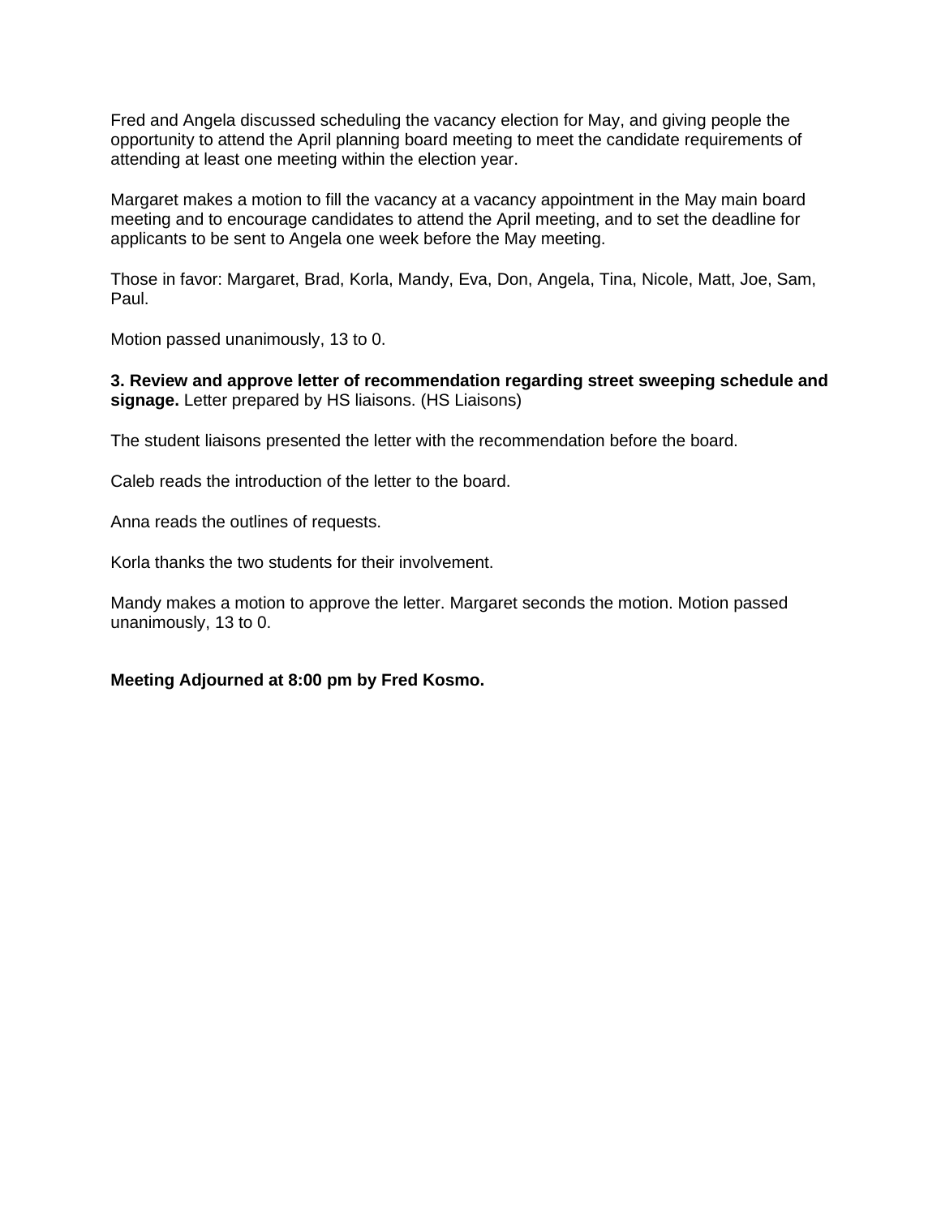Fred and Angela discussed scheduling the vacancy election for May, and giving people the opportunity to attend the April planning board meeting to meet the candidate requirements of attending at least one meeting within the election year.

Margaret makes a motion to fill the vacancy at a vacancy appointment in the May main board meeting and to encourage candidates to attend the April meeting, and to set the deadline for applicants to be sent to Angela one week before the May meeting.

Those in favor: Margaret, Brad, Korla, Mandy, Eva, Don, Angela, Tina, Nicole, Matt, Joe, Sam, Paul.

Motion passed unanimously, 13 to 0.

**3. Review and approve letter of recommendation regarding street sweeping schedule and signage.** Letter prepared by HS liaisons. (HS Liaisons)

The student liaisons presented the letter with the recommendation before the board.

Caleb reads the introduction of the letter to the board.

Anna reads the outlines of requests.

Korla thanks the two students for their involvement.

Mandy makes a motion to approve the letter. Margaret seconds the motion. Motion passed unanimously, 13 to 0.

**Meeting Adjourned at 8:00 pm by Fred Kosmo.**